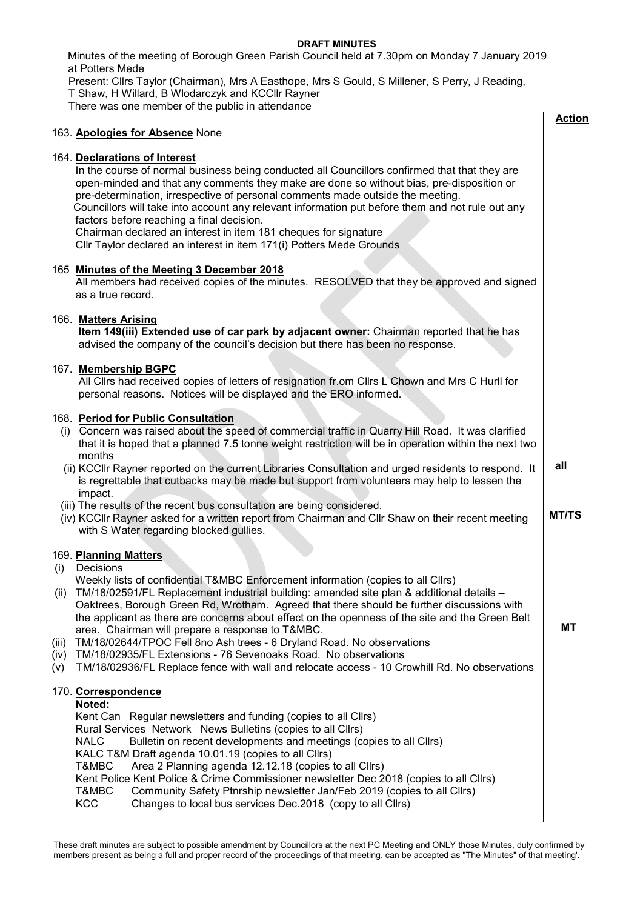**DRAFT MINUTES**

Minutes of the meeting of Borough Green Parish Council held at 7.30pm on Monday 7 January 2019 at Potters Mede

Present: Cllrs Taylor (Chairman), Mrs A Easthope, Mrs S Gould, S Millener, S Perry, J Reading, T Shaw, H Willard, B Wlodarczyk and KCCllr Rayner

There was one member of the public in attendance

**Action**

163. **Apologies for Absence** None

164. **Declarations of Interest**

In the course of normal business being conducted all Councillors confirmed that that they are open-minded and that any comments they make are done so without bias, pre-disposition or pre-determination, irrespective of personal comments made outside the meeting.

Councillors will take into account any relevant information put before them and not rule out any factors before reaching a final decision.

Chairman declared an interest in item 181 cheques for signature

Cllr Taylor declared an interest in item 171(i) Potters Mede Grounds

165 **Minutes of the Meeting 3 December 2018**

All members had received copies of the minutes. RESOLVED that they be approved and signed as a true record.

166. **Matters Arising**

**Item 149(iii) Extended use of car park by adjacent owner:** Chairman reported that he has advised the company of the council's decision but there has been no response.

167. **Membership BGPC**

All Cllrs had received copies of letters of resignation fr.om Cllrs L Chown and Mrs C Hurll for personal reasons. Notices will be displayed and the ERO informed.

168. **Period for Public Consultation**

(i) Concern was raised about the speed of commercial traffic in Quarry Hill Road. It was clarified that it is hoped that a planned 7.5 tonne weight restriction will be in operation within the next two months

(ii) KCCllr Rayner reported on the current Libraries Consultation and urged residents to respond. It is regrettable that cutbacks may be made but support from volunteers may help to lessen the impact. — **all**

(iii) The results of the recent bus consultation are being considered.

(iv) KCCllr Rayner asked for a written report from Chairman and Cllr Shaw on their recent meeting with S Water regarding blocked gullies. — **MT/TS**

169. **Planning Matters**

(i) Decisions

Weekly lists of confidential T&MBC Enforcement information (copies to all Cllrs)

(ii) TM/18/02591/FL Replacement industrial building: amended site plan & additional details – Oaktrees, Borough Green Rd, Wrotham. Agreed that there should be further discussions with the applicant as there are concerns about effect on the openness of the site and the Green Belt area. Chairman will prepare a response to T&MBC. — **MT**

(iii) TM/18/02644/TPOC Fell 8no Ash trees - 6 Dryland Road. No observations

(iv) TM/18/02935/FL Extensions - 76 Sevenoaks Road. No observations

(v) TM/18/02936/FL Replace fence with wall and relocate access - 10 Crowhill Rd. No observations

170. **Correspondence**

**Noted:**

Kent Can Regular newsletters and funding (copies to all Cllrs)

Rural Services Network News Bulletins (copies to all Cllrs)

NALC Bulletin on recent developments and meetings (copies to all Cllrs)

KALC T&M Draft agenda 10.01.19 (copies to all Cllrs)

T&MBC Area 2 Planning agenda 12.12.18 (copies to all Cllrs)

Kent Police Kent Police & Crime Commissioner newsletter Dec 2018 (copies to all Cllrs)

T&MBC Community Safety Ptnrship newsletter Jan/Feb 2019 (copies to all Cllrs)

KCC Changes to local bus services Dec.2018 (copy to all Cllrs)

These draft minutes are subject to possible amendment by Councillors at the next PC Meeting and ONLY those Minutes, duly confirmed by members present as being a full and proper record of the proceedings of that meeting, can be accepted as "The Minutes" of that meeting'.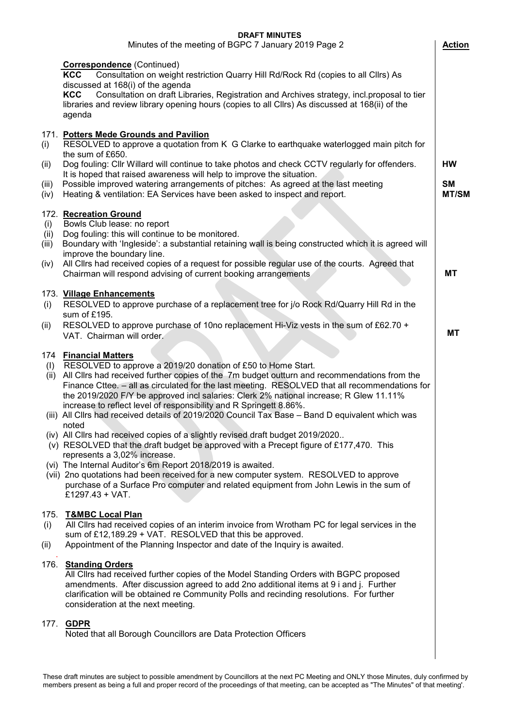**DRAFT MINUTES**

Minutes of the meeting of BGPC 7 January 2019 Page 2 | **Action**

**Correspondence** (Continued)

**KCC** Consultation on weight restriction Quarry Hill Rd/Rock Rd (copies to all Cllrs) As discussed at 168(i) of the agenda

**KCC** Consultation on draft Libraries, Registration and Archives strategy, incl.proposal to tier libraries and review library opening hours (copies to all Cllrs) As discussed at 168(ii) of the agenda

171. **Potters Mede Grounds and Pavilion**

(i) RESOLVED to approve a quotation from K G Clarke to earthquake waterlogged main pitch for the sum of £650.

(ii) Dog fouling: Cllr Willard will continue to take photos and check CCTV regularly for offenders. It is hoped that raised awareness will help to improve the situation. — **HW**

(iii) Possible improved watering arrangements of pitches: As agreed at the last meeting — **SM**

(iv) Heating & ventilation: EA Services have been asked to inspect and report. — **MT/SM**

172. **Recreation Ground**

(i) Bowls Club lease: no report

(ii) Dog fouling: this will continue to be monitored.

(iii) Boundary with 'Ingleside': a substantial retaining wall is being constructed which it is agreed will improve the boundary line.

(iv) All Cllrs had received copies of a request for possible regular use of the courts. Agreed that Chairman will respond advising of current booking arrangements — **MT**

173. **Village Enhancements**

(i) RESOLVED to approve purchase of a replacement tree for j/o Rock Rd/Quarry Hill Rd in the sum of £195.

(ii) RESOLVED to approve purchase of 10no replacement Hi-Viz vests in the sum of £62.70 + VAT. Chairman will order. — **MT**

174 **Financial Matters**

(I) RESOLVED to approve a 2019/20 donation of £50 to Home Start.

(ii) All Cllrs had received further copies of the 7m budget outturn and recommendations from the Finance Cttee. – all as circulated for the last meeting. RESOLVED that all recommendations for the 2019/2020 F/Y be approved incl salaries: Clerk 2% national increase; R Glew 11.11% increase to reflect level of responsibility and R Springett 8.86%.

(iii) All Cllrs had received details of 2019/2020 Council Tax Base – Band D equivalent which was noted

(iv) All Cllrs had received copies of a slightly revised draft budget 2019/2020..

(v) RESOLVED that the draft budget be approved with a Precept figure of £177,470. This represents a 3,02% increase.

(vi) The Internal Auditor's 6m Report 2018/2019 is awaited.

(vii) 2no quotations had been received for a new computer system. RESOLVED to approve purchase of a Surface Pro computer and related equipment from John Lewis in the sum of £1297.43 + VAT.

175. **T&MBC Local Plan**

(i) All Cllrs had received copies of an interim invoice from Wrotham PC for legal services in the sum of £12,189.29 + VAT. RESOLVED that this be approved.

(ii) Appointment of the Planning Inspector and date of the Inquiry is awaited.

176. **Standing Orders**

All Cllrs had received further copies of the Model Standing Orders with BGPC proposed amendments. After discussion agreed to add 2no additional items at 9 i and j. Further clarification will be obtained re Community Polls and recinding resolutions. For further consideration at the next meeting.

177. **GDPR**

Noted that all Borough Councillors are Data Protection Officers

These draft minutes are subject to possible amendment by Councillors at the next PC Meeting and ONLY those Minutes, duly confirmed by members present as being a full and proper record of the proceedings of that meeting, can be accepted as "The Minutes" of that meeting'.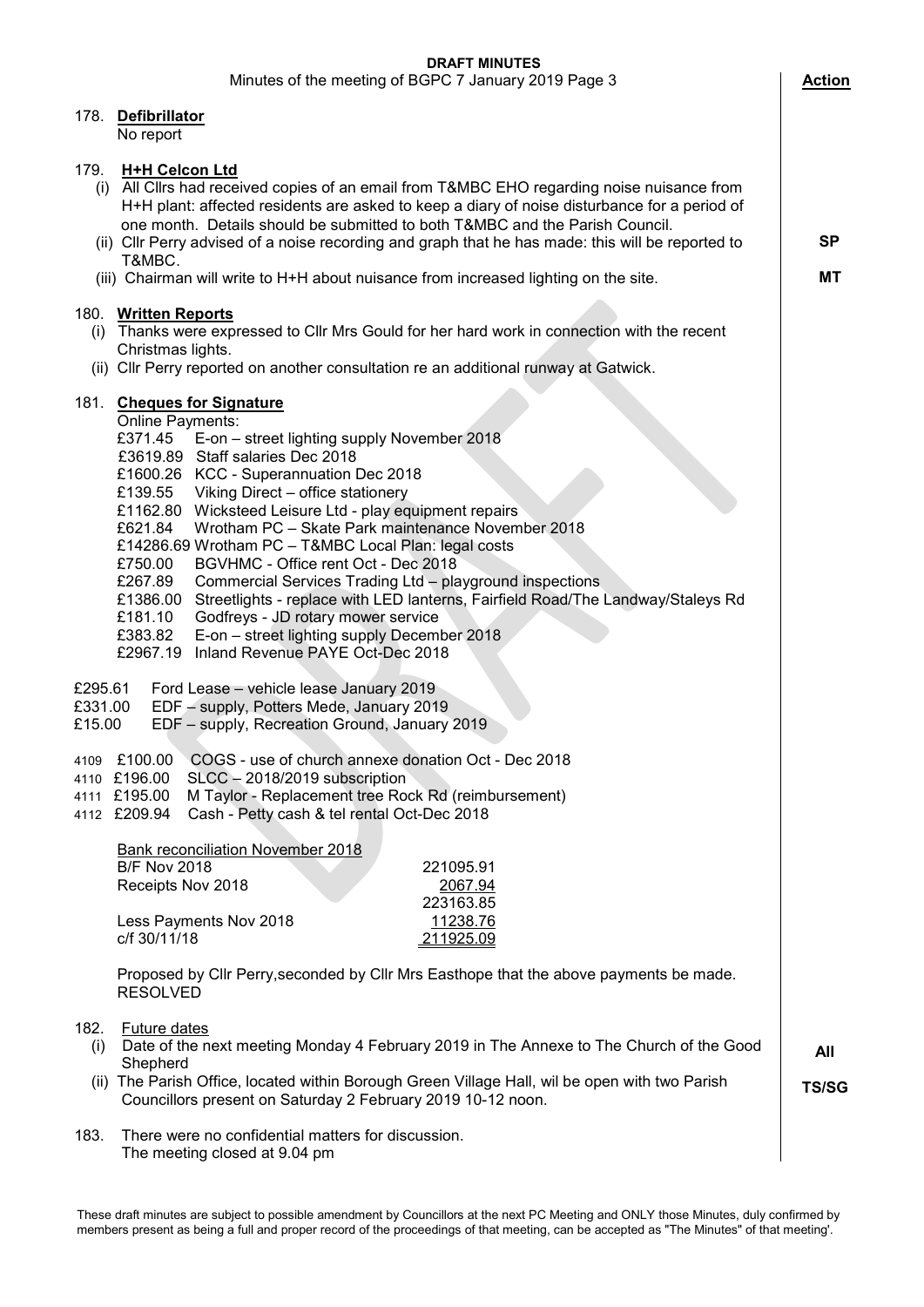**DRAFT MINUTES**

Minutes of the meeting of BGPC 7 January 2019 Page 3 — **Action**

178. **Defibrillator**
No report

179. **H+H Celcon Ltd**
(i) All Cllrs had received copies of an email from T&MBC EHO regarding noise nuisance from H+H plant: affected residents are asked to keep a diary of noise disturbance for a period of one month. Details should be submitted to both T&MBC and the Parish Council.
(ii) Cllr Perry advised of a noise recording and graph that he has made: this will be reported to T&MBC. — **SP**
(iii) Chairman will write to H+H about nuisance from increased lighting on the site. — **MT**

180. **Written Reports**
(i) Thanks were expressed to Cllr Mrs Gould for her hard work in connection with the recent Christmas lights.
(ii) Cllr Perry reported on another consultation re an additional runway at Gatwick.

181. **Cheques for Signature**
Online Payments:
£371.45 E-on – street lighting supply November 2018
£3619.89 Staff salaries Dec 2018
£1600.26 KCC - Superannuation Dec 2018
£139.55 Viking Direct – office stationery
£1162.80 Wicksteed Leisure Ltd - play equipment repairs
£621.84 Wrotham PC – Skate Park maintenance November 2018
£14286.69 Wrotham PC – T&MBC Local Plan: legal costs
£750.00 BGVHMC - Office rent Oct - Dec 2018
£267.89 Commercial Services Trading Ltd – playground inspections
£1386.00 Streetlights - replace with LED lanterns, Fairfield Road/The Landway/Staleys Rd
£181.10 Godfreys - JD rotary mower service
£383.82 E-on – street lighting supply December 2018
£2967.19 Inland Revenue PAYE Oct-Dec 2018

£295.61 Ford Lease – vehicle lease January 2019
£331.00 EDF – supply, Potters Mede, January 2019
£15.00 EDF – supply, Recreation Ground, January 2019

4109 £100.00 COGS - use of church annexe donation Oct - Dec 2018
4110 £196.00 SLCC – 2018/2019 subscription
4111 £195.00 M Taylor - Replacement tree Rock Rd (reimbursement)
4112 £209.94 Cash - Petty cash & tel rental Oct-Dec 2018

Bank reconciliation November 2018

| | |
|---|---|
| B/F Nov 2018 | 221095.91 |
| Receipts Nov 2018 | 2067.94 |
| | 223163.85 |
| Less Payments Nov 2018 | 11238.76 |
| c/f 30/11/18 | 211925.09 |

Proposed by Cllr Perry,seconded by Cllr Mrs Easthope that the above payments be made.
RESOLVED

182. Future dates
(i) Date of the next meeting Monday 4 February 2019 in The Annexe to The Church of the Good Shepherd — **All**
(ii) The Parish Office, located within Borough Green Village Hall, wil be open with two Parish Councillors present on Saturday 2 February 2019 10-12 noon. — **TS/SG**

183. There were no confidential matters for discussion.
The meeting closed at 9.04 pm

These draft minutes are subject to possible amendment by Councillors at the next PC Meeting and ONLY those Minutes, duly confirmed by members present as being a full and proper record of the proceedings of that meeting, can be accepted as "The Minutes" of that meeting'.